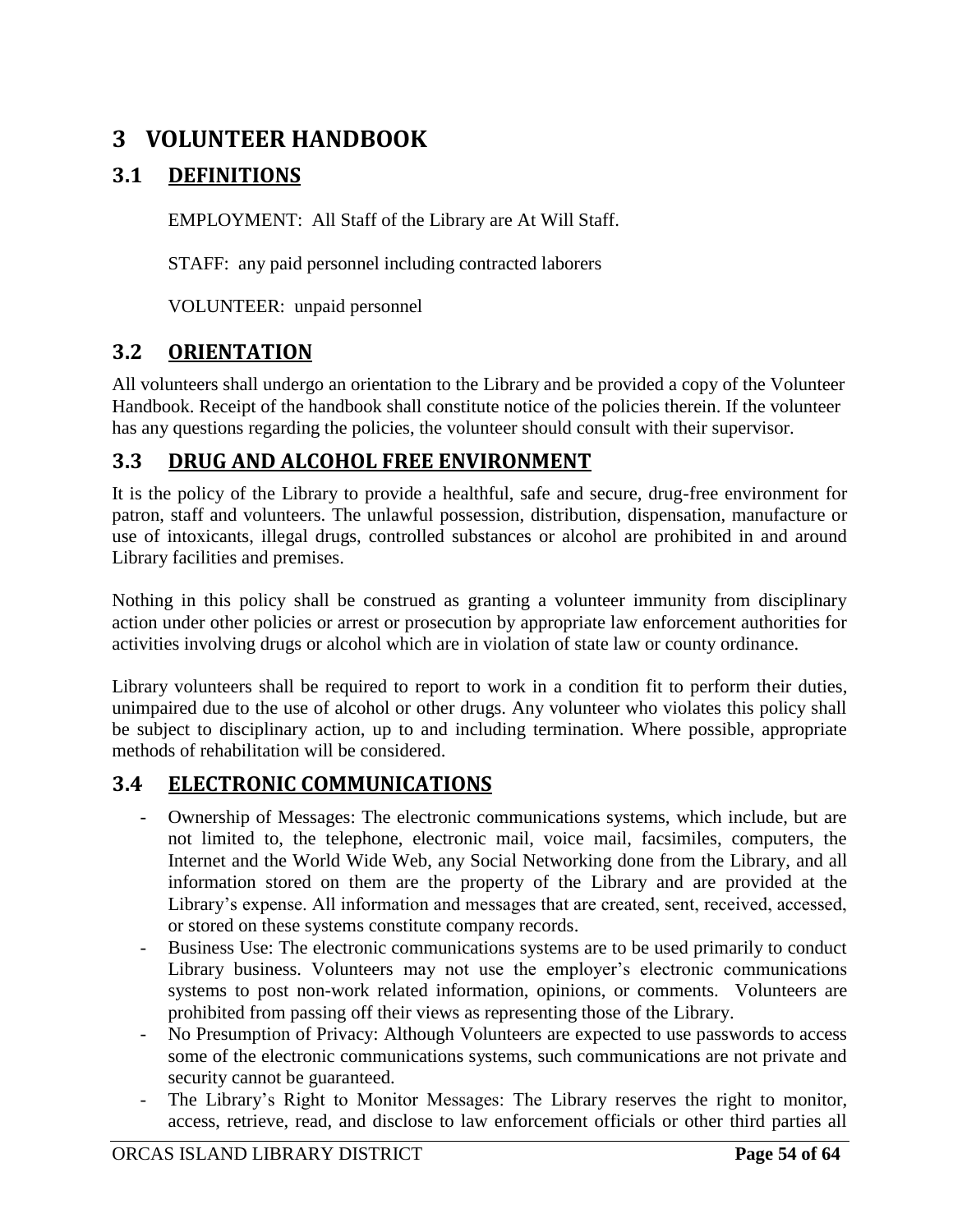# 3 VOLUNTEER HANDBOOK

## 3.1 DEFINITIONS

EMPLOYMENT: All Staff of the Library are At Will Staff.

STAFF: any paid personnel including contracted laborers

VOLUNTEER: unpaid personnel

## 3.2 ORIENTATION

All volunteers shall undergo an orientation to the Library and be provided a copy of the Volunteer Handbook. Receipt of the handbook shall constitute notice of the policies therein. If the volunteer has any questions regarding the policies, the volunteer should consult with their supervisor.

## 3.3 DRUG AND ALCOHOL FREE ENVIRONMENT

It is the policy of the Library to provide a healthful, safe and secure, drug-free environment for patron, staff and volunteers. The unlawful possession, distribution, dispensation, manufacture or use of intoxicants, illegal drugs, controlled substances or alcohol are prohibited in and around Library facilities and premises.

Nothing in this policy shall be construed as granting a volunteer immunity from disciplinary action under other policies or arrest or prosecution by appropriate law enforcement authorities for activities involving drugs or alcohol which are in violation of state law or county ordinance.

Library volunteers shall be required to report to work in a condition fit to perform their duties, unimpaired due to the use of alcohol or other drugs. Any volunteer who violates this policy shall be subject to disciplinary action, up to and including termination. Where possible, appropriate methods of rehabilitation will be considered.

## 3.4 ELECTRONIC COMMUNICATIONS

- Ownership of Messages: The electronic communications systems, which include, but are not limited to, the telephone, electronic mail, voice mail, facsimiles, computers, the Internet and the World Wide Web, any Social Networking done from the Library, and all information stored on them are the property of the Library and are provided at the Library's expense. All information and messages that are created, sent, received, accessed, or stored on these systems constitute company records.
- Business Use: The electronic communications systems are to be used primarily to conduct Library business. Volunteers may not use the employer's electronic communications systems to post non-work related information, opinions, or comments. Volunteers are prohibited from passing off their views as representing those of the Library.
- No Presumption of Privacy: Although Volunteers are expected to use passwords to access some of the electronic communications systems, such communications are not private and security cannot be guaranteed.
- The Library's Right to Monitor Messages: The Library reserves the right to monitor, access, retrieve, read, and disclose to law enforcement officials or other third parties all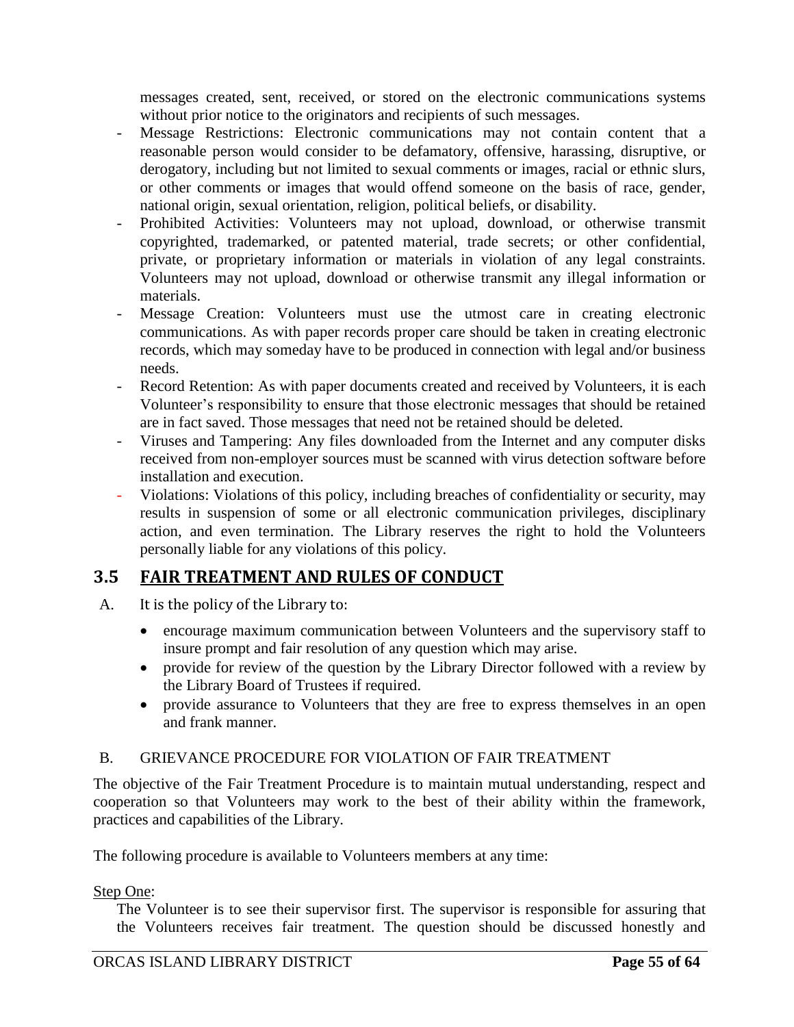messages created, sent, received, or stored on the electronic communications systems without prior notice to the originators and recipients of such messages.

- Message Restrictions: Electronic communications may not contain content that a reasonable person would consider to be defamatory, offensive, harassing, disruptive, or derogatory, including but not limited to sexual comments or images, racial or ethnic slurs, or other comments or images that would offend someone on the basis of race, gender, national origin, sexual orientation, religion, political beliefs, or disability.
- Prohibited Activities: Volunteers may not upload, download, or otherwise transmit copyrighted, trademarked, or patented material, trade secrets; or other confidential, private, or proprietary information or materials in violation of any legal constraints. Volunteers may not upload, download or otherwise transmit any illegal information or materials.
- Message Creation: Volunteers must use the utmost care in creating electronic communications. As with paper records proper care should be taken in creating electronic records, which may someday have to be produced in connection with legal and/or business needs.
- Record Retention: As with paper documents created and received by Volunteers, it is each Volunteer's responsibility to ensure that those electronic messages that should be retained are in fact saved. Those messages that need not be retained should be deleted.
- Viruses and Tampering: Any files downloaded from the Internet and any computer disks received from non-employer sources must be scanned with virus detection software before installation and execution.
- Violations: Violations of this policy, including breaches of confidentiality or security, may results in suspension of some or all electronic communication privileges, disciplinary action, and even termination. The Library reserves the right to hold the Volunteers personally liable for any violations of this policy.

## 3.5 FAIR TREATMENT AND RULES OF CONDUCT

A. It is the policy of the Library to:

- encourage maximum communication between Volunteers and the supervisory staff to insure prompt and fair resolution of any question which may arise.
- provide for review of the question by the Library Director followed with a review by the Library Board of Trustees if required.
- provide assurance to Volunteers that they are free to express themselves in an open and frank manner.

B. GRIEVANCE PROCEDURE FOR VIOLATION OF FAIR TREATMENT

The objective of the Fair Treatment Procedure is to maintain mutual understanding, respect and cooperation so that Volunteers may work to the best of their ability within the framework, practices and capabilities of the Library.

The following procedure is available to Volunteers members at any time:

Step One:

The Volunteer is to see their supervisor first. The supervisor is responsible for assuring that the Volunteers receives fair treatment. The question should be discussed honestly and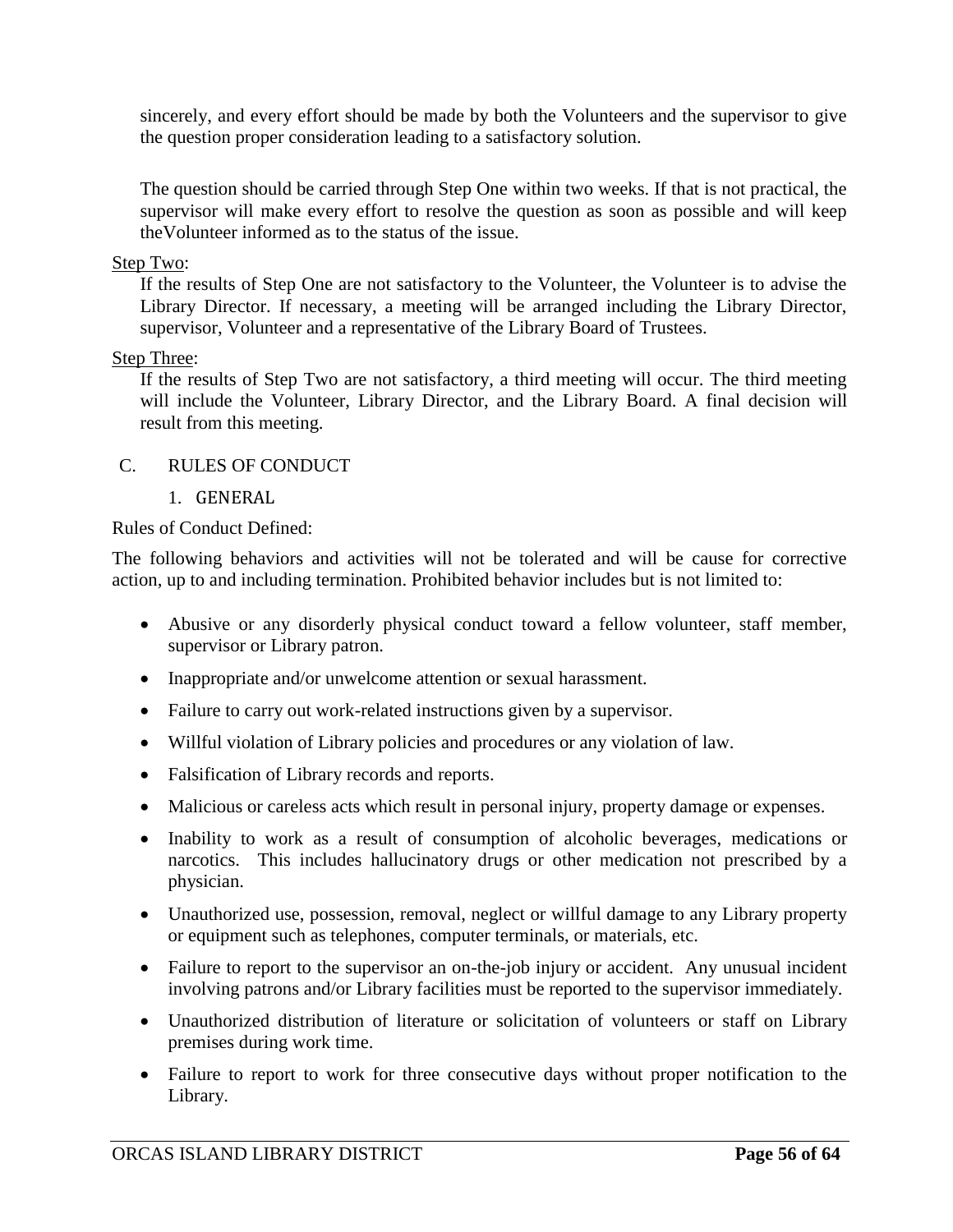sincerely, and every effort should be made by both the Volunteers and the supervisor to give the question proper consideration leading to a satisfactory solution.

The question should be carried through Step One within two weeks. If that is not practical, the supervisor will make every effort to resolve the question as soon as possible and will keep theVolunteer informed as to the status of the issue.

Step Two:

If the results of Step One are not satisfactory to the Volunteer, the Volunteer is to advise the Library Director. If necessary, a meeting will be arranged including the Library Director, supervisor, Volunteer and a representative of the Library Board of Trustees.

Step Three:

If the results of Step Two are not satisfactory, a third meeting will occur. The third meeting will include the Volunteer, Library Director, and the Library Board. A final decision will result from this meeting.

## C. RULES OF CONDUCT

### 1. GENERAL

Rules of Conduct Defined:

The following behaviors and activities will not be tolerated and will be cause for corrective action, up to and including termination. Prohibited behavior includes but is not limited to:

- Abusive or any disorderly physical conduct toward a fellow volunteer, staff member, supervisor or Library patron.
- Inappropriate and/or unwelcome attention or sexual harassment.
- Failure to carry out work-related instructions given by a supervisor.
- Willful violation of Library policies and procedures or any violation of law.
- Falsification of Library records and reports.
- Malicious or careless acts which result in personal injury, property damage or expenses.
- Inability to work as a result of consumption of alcoholic beverages, medications or narcotics. This includes hallucinatory drugs or other medication not prescribed by a physician.
- Unauthorized use, possession, removal, neglect or willful damage to any Library property or equipment such as telephones, computer terminals, or materials, etc.
- Failure to report to the supervisor an on-the-job injury or accident. Any unusual incident involving patrons and/or Library facilities must be reported to the supervisor immediately.
- Unauthorized distribution of literature or solicitation of volunteers or staff on Library premises during work time.
- Failure to report to work for three consecutive days without proper notification to the Library.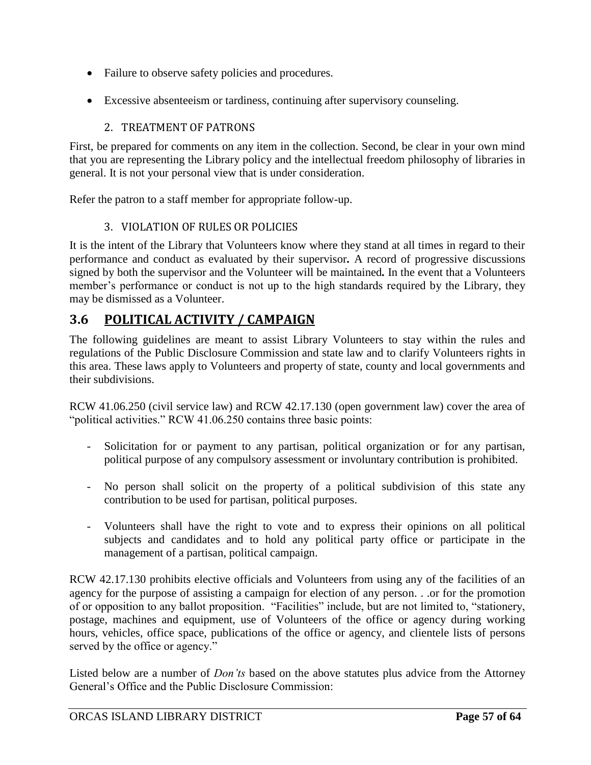- Failure to observe safety policies and procedures.
- Excessive absenteeism or tardiness, continuing after supervisory counseling.

### 2. TREATMENT OF PATRONS

First, be prepared for comments on any item in the collection. Second, be clear in your own mind that you are representing the Library policy and the intellectual freedom philosophy of libraries in general. It is not your personal view that is under consideration.

Refer the patron to a staff member for appropriate follow-up.

### 3. VIOLATION OF RULES OR POLICIES

It is the intent of the Library that Volunteers know where they stand at all times in regard to their performance and conduct as evaluated by their supervisor**.** A record of progressive discussions signed by both the supervisor and the Volunteer will be maintained**.** In the event that a Volunteers member's performance or conduct is not up to the high standards required by the Library, they may be dismissed as a Volunteer.

## 3.6 POLITICAL ACTIVITY / CAMPAIGN

The following guidelines are meant to assist Library Volunteers to stay within the rules and regulations of the Public Disclosure Commission and state law and to clarify Volunteers rights in this area. These laws apply to Volunteers and property of state, county and local governments and their subdivisions.

RCW 41.06.250 (civil service law) and RCW 42.17.130 (open government law) cover the area of "political activities." RCW 41.06.250 contains three basic points:

- Solicitation for or payment to any partisan, political organization or for any partisan, political purpose of any compulsory assessment or involuntary contribution is prohibited.
- No person shall solicit on the property of a political subdivision of this state any contribution to be used for partisan, political purposes.
- Volunteers shall have the right to vote and to express their opinions on all political subjects and candidates and to hold any political party office or participate in the management of a partisan, political campaign.

RCW 42.17.130 prohibits elective officials and Volunteers from using any of the facilities of an agency for the purpose of assisting a campaign for election of any person. . .or for the promotion of or opposition to any ballot proposition. "Facilities" include, but are not limited to, "stationery, postage, machines and equipment, use of Volunteers of the office or agency during working hours, vehicles, office space, publications of the office or agency, and clientele lists of persons served by the office or agency."

Listed below are a number of *Don'ts* based on the above statutes plus advice from the Attorney General's Office and the Public Disclosure Commission: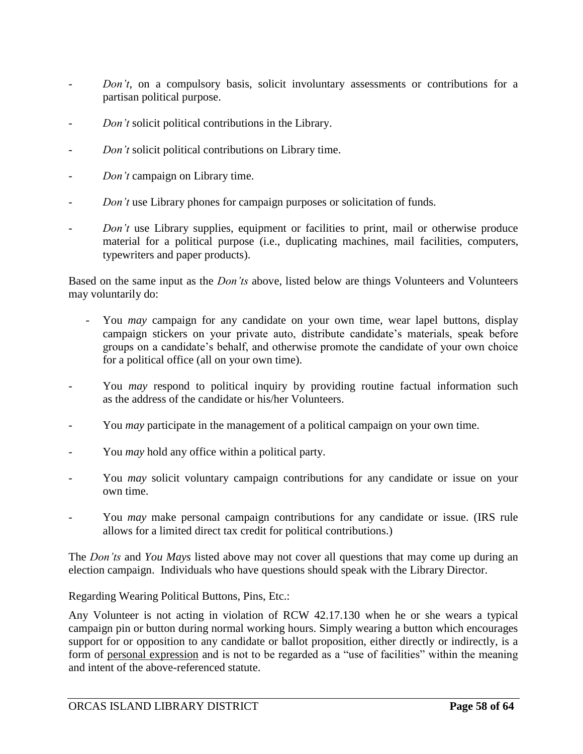- *Don't*, on a compulsory basis, solicit involuntary assessments or contributions for a partisan political purpose.
- *Don't* solicit political contributions in the Library.
- *Don't* solicit political contributions on Library time.
- *Don't* campaign on Library time.
- *Don't* use Library phones for campaign purposes or solicitation of funds.
- *Don't* use Library supplies, equipment or facilities to print, mail or otherwise produce material for a political purpose (i.e., duplicating machines, mail facilities, computers, typewriters and paper products).

Based on the same input as the *Don'ts* above, listed below are things Volunteers and Volunteers may voluntarily do:

- You *may* campaign for any candidate on your own time, wear lapel buttons, display campaign stickers on your private auto, distribute candidate's materials, speak before groups on a candidate's behalf, and otherwise promote the candidate of your own choice for a political office (all on your own time).
- You *may* respond to political inquiry by providing routine factual information such as the address of the candidate or his/her Volunteers.
- You *may* participate in the management of a political campaign on your own time.
- You *may* hold any office within a political party.
- You *may* solicit voluntary campaign contributions for any candidate or issue on your own time.
- You *may* make personal campaign contributions for any candidate or issue. (IRS rule allows for a limited direct tax credit for political contributions.)

The *Don'ts* and *You Mays* listed above may not cover all questions that may come up during an election campaign. Individuals who have questions should speak with the Library Director.

Regarding Wearing Political Buttons, Pins, Etc.:

Any Volunteer is not acting in violation of RCW 42.17.130 when he or she wears a typical campaign pin or button during normal working hours. Simply wearing a button which encourages support for or opposition to any candidate or ballot proposition, either directly or indirectly, is a form of <u>personal expression</u> and is not to be regarded as a "use of facilities" within the meaning and intent of the above-referenced statute.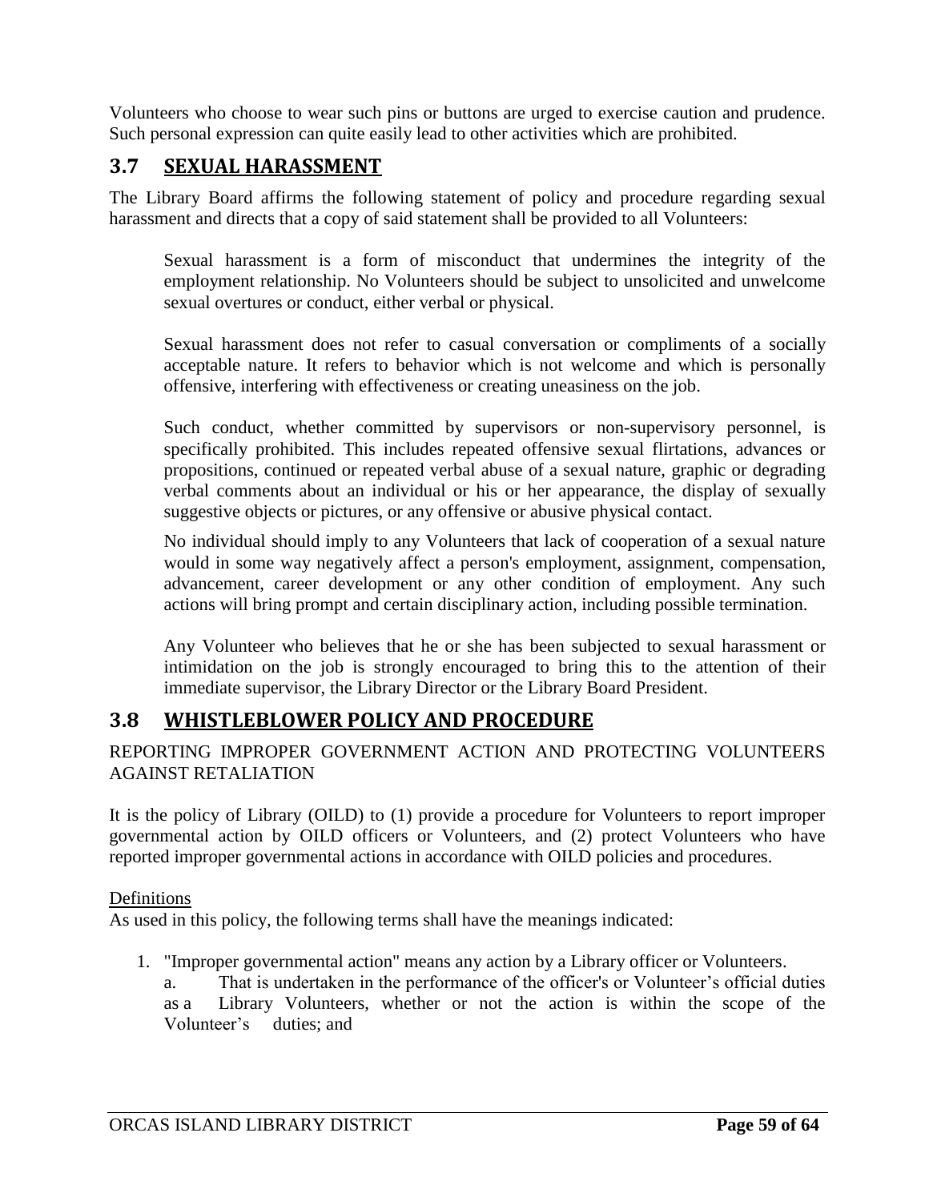Volunteers who choose to wear such pins or buttons are urged to exercise caution and prudence. Such personal expression can quite easily lead to other activities which are prohibited.

## 3.7 SEXUAL HARASSMENT

The Library Board affirms the following statement of policy and procedure regarding sexual harassment and directs that a copy of said statement shall be provided to all Volunteers:

> Sexual harassment is a form of misconduct that undermines the integrity of the employment relationship. No Volunteers should be subject to unsolicited and unwelcome sexual overtures or conduct, either verbal or physical.
>
> Sexual harassment does not refer to casual conversation or compliments of a socially acceptable nature. It refers to behavior which is not welcome and which is personally offensive, interfering with effectiveness or creating uneasiness on the job.
>
> Such conduct, whether committed by supervisors or non-supervisory personnel, is specifically prohibited. This includes repeated offensive sexual flirtations, advances or propositions, continued or repeated verbal abuse of a sexual nature, graphic or degrading verbal comments about an individual or his or her appearance, the display of sexually suggestive objects or pictures, or any offensive or abusive physical contact.
>
> No individual should imply to any Volunteers that lack of cooperation of a sexual nature would in some way negatively affect a person's employment, assignment, compensation, advancement, career development or any other condition of employment. Any such actions will bring prompt and certain disciplinary action, including possible termination.
>
> Any Volunteer who believes that he or she has been subjected to sexual harassment or intimidation on the job is strongly encouraged to bring this to the attention of their immediate supervisor, the Library Director or the Library Board President.

## 3.8 WHISTLEBLOWER POLICY AND PROCEDURE

REPORTING IMPROPER GOVERNMENT ACTION AND PROTECTING VOLUNTEERS AGAINST RETALIATION

It is the policy of Library (OILD) to (1) provide a procedure for Volunteers to report improper governmental action by OILD officers or Volunteers, and (2) protect Volunteers who have reported improper governmental actions in accordance with OILD policies and procedures.

Definitions

As used in this policy, the following terms shall have the meanings indicated:

1. "Improper governmental action" means any action by a Library officer or Volunteers.
   a. That is undertaken in the performance of the officer's or Volunteer's official duties as a Library Volunteers, whether or not the action is within the scope of the Volunteer's duties; and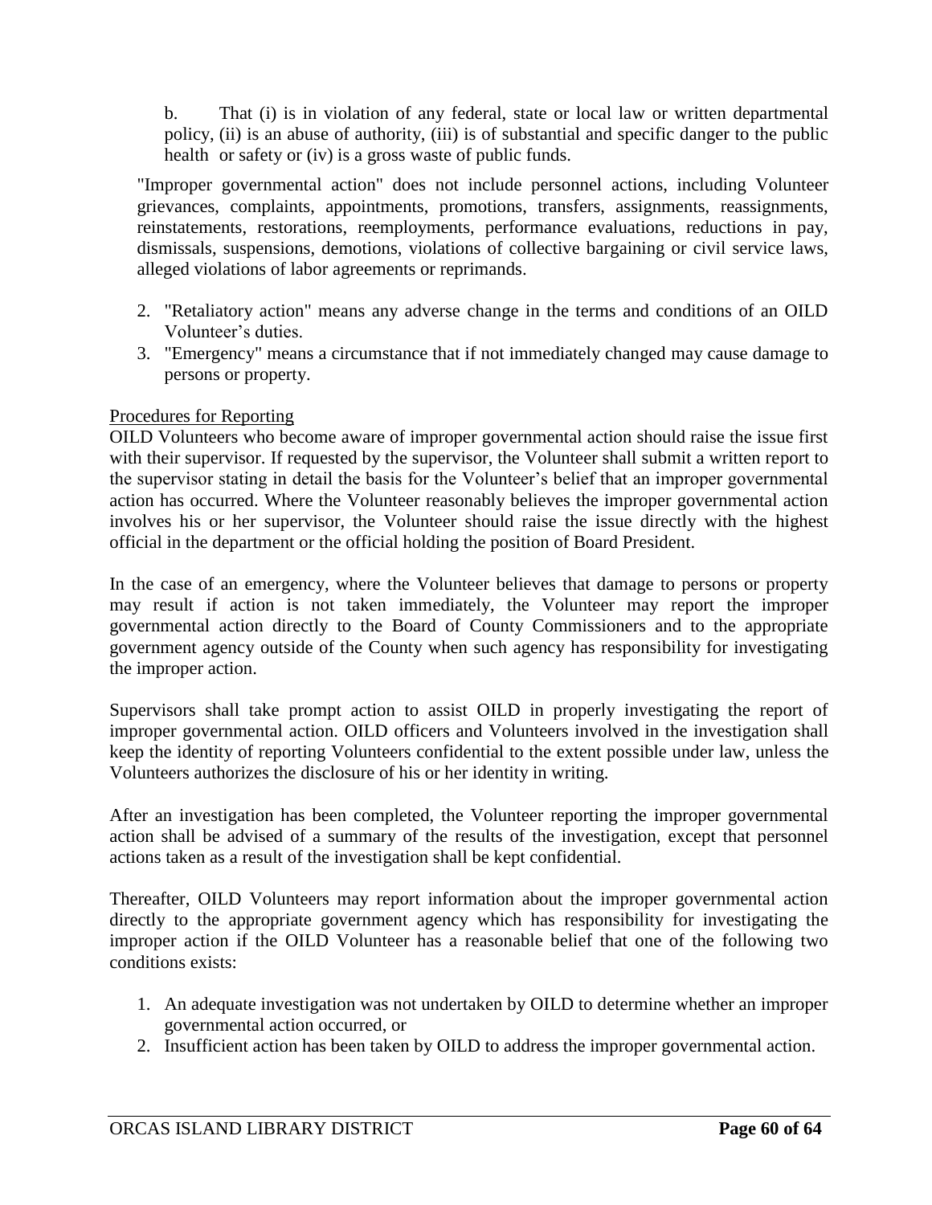b. That (i) is in violation of any federal, state or local law or written departmental policy, (ii) is an abuse of authority, (iii) is of substantial and specific danger to the public health or safety or (iv) is a gross waste of public funds.

"Improper governmental action" does not include personnel actions, including Volunteer grievances, complaints, appointments, promotions, transfers, assignments, reassignments, reinstatements, restorations, reemployments, performance evaluations, reductions in pay, dismissals, suspensions, demotions, violations of collective bargaining or civil service laws, alleged violations of labor agreements or reprimands.

2. "Retaliatory action" means any adverse change in the terms and conditions of an OILD Volunteer's duties.
3. "Emergency" means a circumstance that if not immediately changed may cause damage to persons or property.

Procedures for Reporting

OILD Volunteers who become aware of improper governmental action should raise the issue first with their supervisor. If requested by the supervisor, the Volunteer shall submit a written report to the supervisor stating in detail the basis for the Volunteer's belief that an improper governmental action has occurred. Where the Volunteer reasonably believes the improper governmental action involves his or her supervisor, the Volunteer should raise the issue directly with the highest official in the department or the official holding the position of Board President.

In the case of an emergency, where the Volunteer believes that damage to persons or property may result if action is not taken immediately, the Volunteer may report the improper governmental action directly to the Board of County Commissioners and to the appropriate government agency outside of the County when such agency has responsibility for investigating the improper action.

Supervisors shall take prompt action to assist OILD in properly investigating the report of improper governmental action. OILD officers and Volunteers involved in the investigation shall keep the identity of reporting Volunteers confidential to the extent possible under law, unless the Volunteers authorizes the disclosure of his or her identity in writing.

After an investigation has been completed, the Volunteer reporting the improper governmental action shall be advised of a summary of the results of the investigation, except that personnel actions taken as a result of the investigation shall be kept confidential.

Thereafter, OILD Volunteers may report information about the improper governmental action directly to the appropriate government agency which has responsibility for investigating the improper action if the OILD Volunteer has a reasonable belief that one of the following two conditions exists:

1. An adequate investigation was not undertaken by OILD to determine whether an improper governmental action occurred, or
2. Insufficient action has been taken by OILD to address the improper governmental action.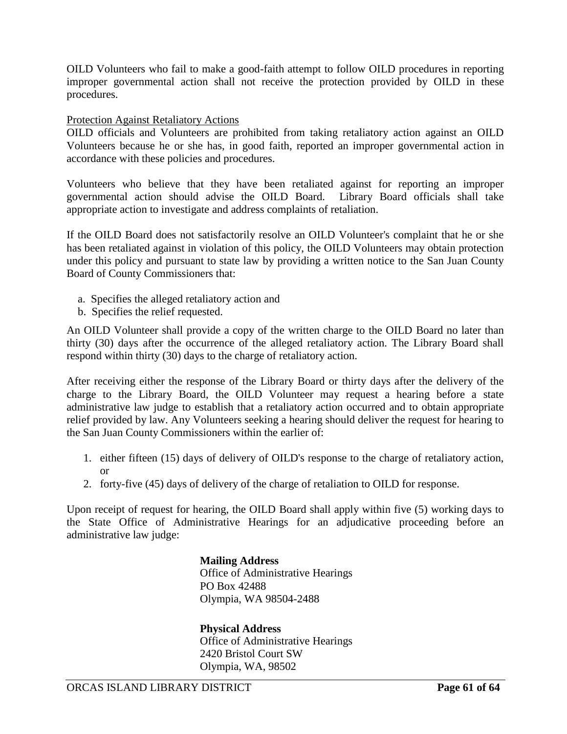OILD Volunteers who fail to make a good-faith attempt to follow OILD procedures in reporting improper governmental action shall not receive the protection provided by OILD in these procedures.

Protection Against Retaliatory Actions

OILD officials and Volunteers are prohibited from taking retaliatory action against an OILD Volunteers because he or she has, in good faith, reported an improper governmental action in accordance with these policies and procedures.

Volunteers who believe that they have been retaliated against for reporting an improper governmental action should advise the OILD Board. Library Board officials shall take appropriate action to investigate and address complaints of retaliation.

If the OILD Board does not satisfactorily resolve an OILD Volunteer's complaint that he or she has been retaliated against in violation of this policy, the OILD Volunteers may obtain protection under this policy and pursuant to state law by providing a written notice to the San Juan County Board of County Commissioners that:

a. Specifies the alleged retaliatory action and
b. Specifies the relief requested.

An OILD Volunteer shall provide a copy of the written charge to the OILD Board no later than thirty (30) days after the occurrence of the alleged retaliatory action. The Library Board shall respond within thirty (30) days to the charge of retaliatory action.

After receiving either the response of the Library Board or thirty days after the delivery of the charge to the Library Board, the OILD Volunteer may request a hearing before a state administrative law judge to establish that a retaliatory action occurred and to obtain appropriate relief provided by law. Any Volunteers seeking a hearing should deliver the request for hearing to the San Juan County Commissioners within the earlier of:

1. either fifteen (15) days of delivery of OILD's response to the charge of retaliatory action, or
2. forty-five (45) days of delivery of the charge of retaliation to OILD for response.

Upon receipt of request for hearing, the OILD Board shall apply within five (5) working days to the State Office of Administrative Hearings for an adjudicative proceeding before an administrative law judge:

**Mailing Address**
Office of Administrative Hearings
PO Box 42488
Olympia, WA 98504-2488

**Physical Address**
Office of Administrative Hearings
2420 Bristol Court SW
Olympia, WA, 98502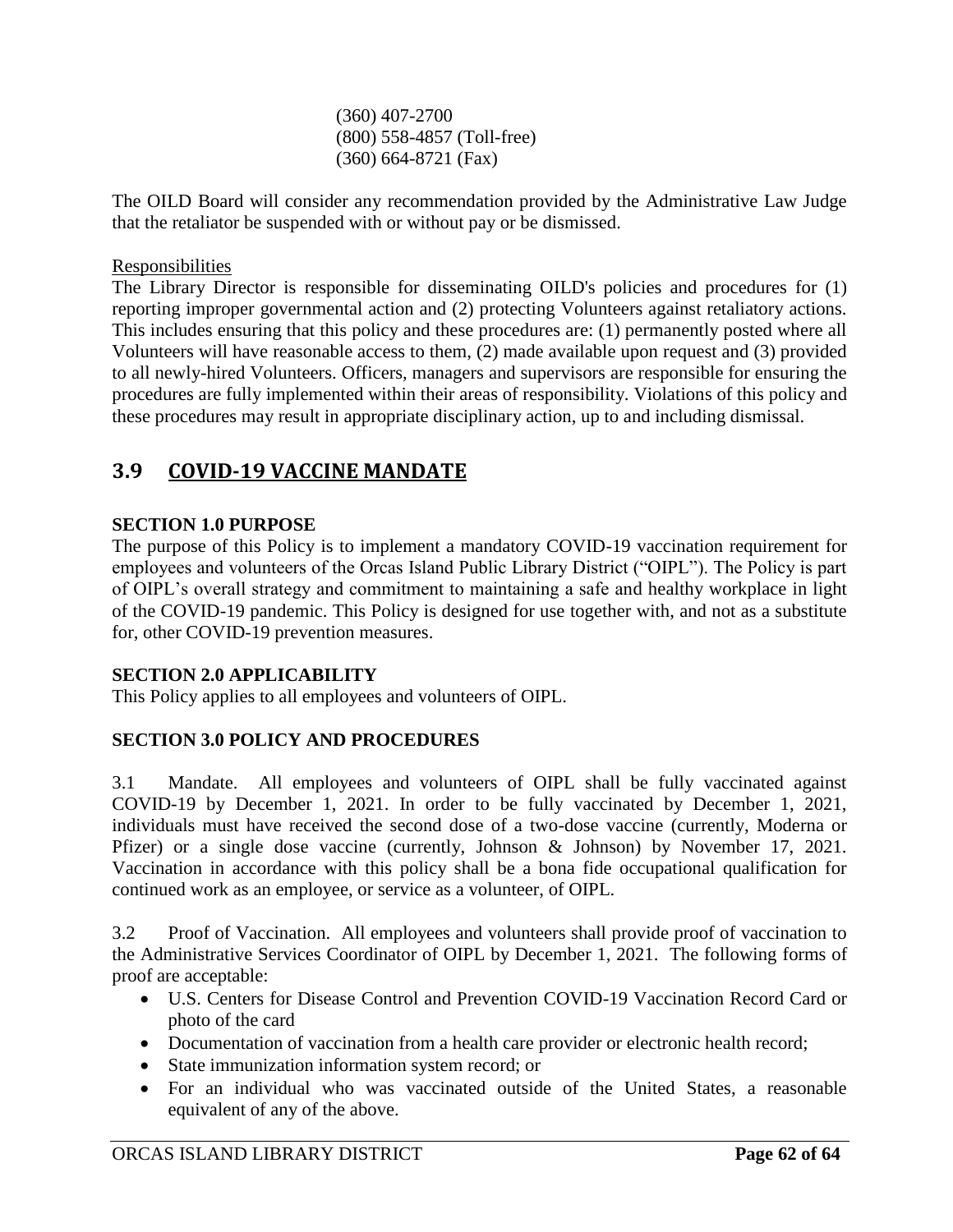(360) 407-2700
(800) 558-4857 (Toll-free)
(360) 664-8721 (Fax)

The OILD Board will consider any recommendation provided by the Administrative Law Judge that the retaliator be suspended with or without pay or be dismissed.

Responsibilities

The Library Director is responsible for disseminating OILD's policies and procedures for (1) reporting improper governmental action and (2) protecting Volunteers against retaliatory actions. This includes ensuring that this policy and these procedures are: (1) permanently posted where all Volunteers will have reasonable access to them, (2) made available upon request and (3) provided to all newly-hired Volunteers. Officers, managers and supervisors are responsible for ensuring the procedures are fully implemented within their areas of responsibility. Violations of this policy and these procedures may result in appropriate disciplinary action, up to and including dismissal.

## 3.9 COVID-19 VACCINE MANDATE

**SECTION 1.0 PURPOSE**

The purpose of this Policy is to implement a mandatory COVID-19 vaccination requirement for employees and volunteers of the Orcas Island Public Library District ("OIPL"). The Policy is part of OIPL's overall strategy and commitment to maintaining a safe and healthy workplace in light of the COVID-19 pandemic. This Policy is designed for use together with, and not as a substitute for, other COVID-19 prevention measures.

**SECTION 2.0 APPLICABILITY**

This Policy applies to all employees and volunteers of OIPL.

**SECTION 3.0 POLICY AND PROCEDURES**

3.1 Mandate. All employees and volunteers of OIPL shall be fully vaccinated against COVID-19 by December 1, 2021. In order to be fully vaccinated by December 1, 2021, individuals must have received the second dose of a two-dose vaccine (currently, Moderna or Pfizer) or a single dose vaccine (currently, Johnson & Johnson) by November 17, 2021. Vaccination in accordance with this policy shall be a bona fide occupational qualification for continued work as an employee, or service as a volunteer, of OIPL.

3.2 Proof of Vaccination. All employees and volunteers shall provide proof of vaccination to the Administrative Services Coordinator of OIPL by December 1, 2021. The following forms of proof are acceptable:

- U.S. Centers for Disease Control and Prevention COVID-19 Vaccination Record Card or photo of the card
- Documentation of vaccination from a health care provider or electronic health record;
- State immunization information system record; or
- For an individual who was vaccinated outside of the United States, a reasonable equivalent of any of the above.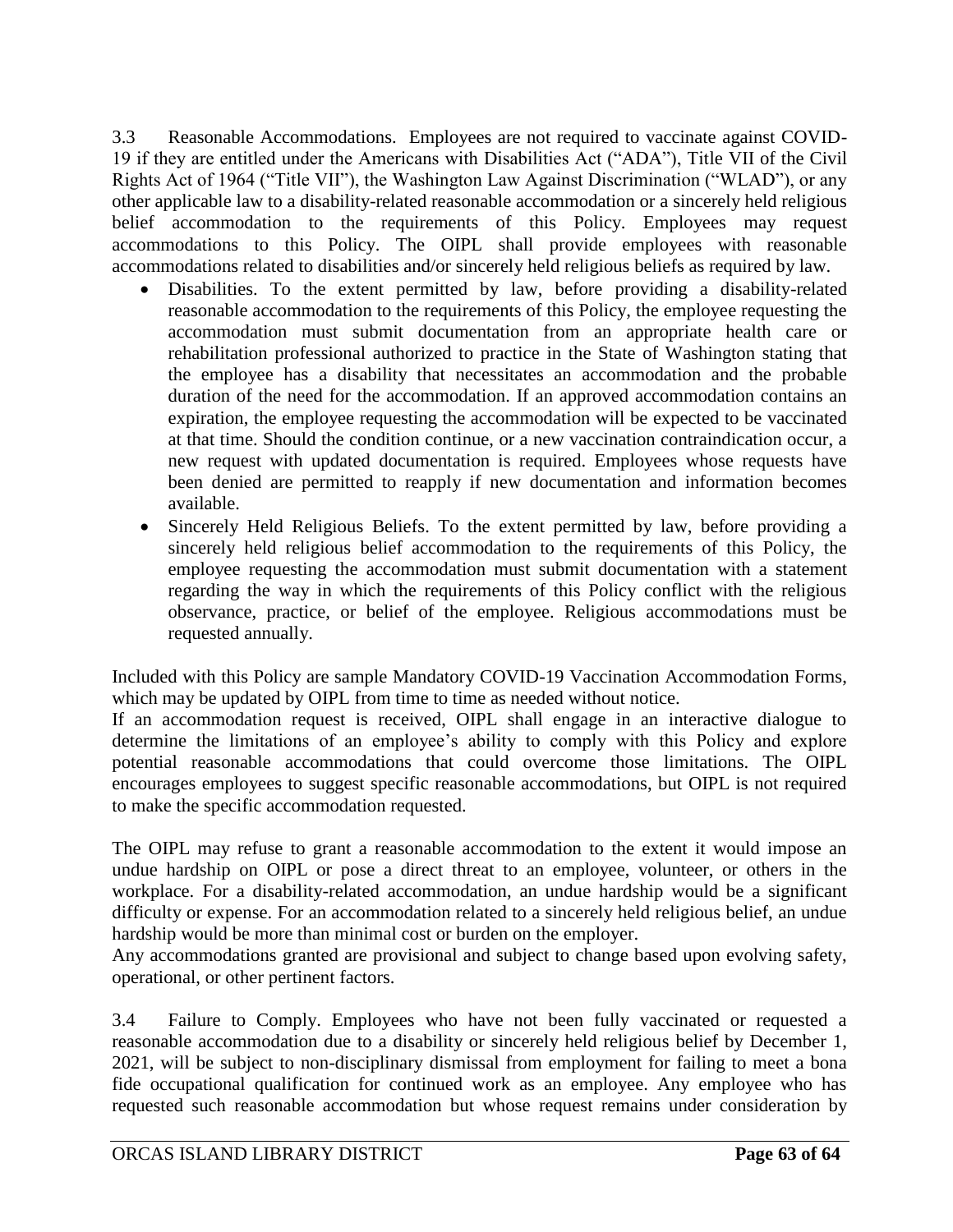3.3 Reasonable Accommodations. Employees are not required to vaccinate against COVID-19 if they are entitled under the Americans with Disabilities Act ("ADA"), Title VII of the Civil Rights Act of 1964 ("Title VII"), the Washington Law Against Discrimination ("WLAD"), or any other applicable law to a disability-related reasonable accommodation or a sincerely held religious belief accommodation to the requirements of this Policy. Employees may request accommodations to this Policy. The OIPL shall provide employees with reasonable accommodations related to disabilities and/or sincerely held religious beliefs as required by law.

- Disabilities. To the extent permitted by law, before providing a disability-related reasonable accommodation to the requirements of this Policy, the employee requesting the accommodation must submit documentation from an appropriate health care or rehabilitation professional authorized to practice in the State of Washington stating that the employee has a disability that necessitates an accommodation and the probable duration of the need for the accommodation. If an approved accommodation contains an expiration, the employee requesting the accommodation will be expected to be vaccinated at that time. Should the condition continue, or a new vaccination contraindication occur, a new request with updated documentation is required. Employees whose requests have been denied are permitted to reapply if new documentation and information becomes available.
- Sincerely Held Religious Beliefs. To the extent permitted by law, before providing a sincerely held religious belief accommodation to the requirements of this Policy, the employee requesting the accommodation must submit documentation with a statement regarding the way in which the requirements of this Policy conflict with the religious observance, practice, or belief of the employee. Religious accommodations must be requested annually.

Included with this Policy are sample Mandatory COVID-19 Vaccination Accommodation Forms, which may be updated by OIPL from time to time as needed without notice.

If an accommodation request is received, OIPL shall engage in an interactive dialogue to determine the limitations of an employee's ability to comply with this Policy and explore potential reasonable accommodations that could overcome those limitations. The OIPL encourages employees to suggest specific reasonable accommodations, but OIPL is not required to make the specific accommodation requested.

The OIPL may refuse to grant a reasonable accommodation to the extent it would impose an undue hardship on OIPL or pose a direct threat to an employee, volunteer, or others in the workplace. For a disability-related accommodation, an undue hardship would be a significant difficulty or expense. For an accommodation related to a sincerely held religious belief, an undue hardship would be more than minimal cost or burden on the employer.

Any accommodations granted are provisional and subject to change based upon evolving safety, operational, or other pertinent factors.

3.4 Failure to Comply. Employees who have not been fully vaccinated or requested a reasonable accommodation due to a disability or sincerely held religious belief by December 1, 2021, will be subject to non-disciplinary dismissal from employment for failing to meet a bona fide occupational qualification for continued work as an employee. Any employee who has requested such reasonable accommodation but whose request remains under consideration by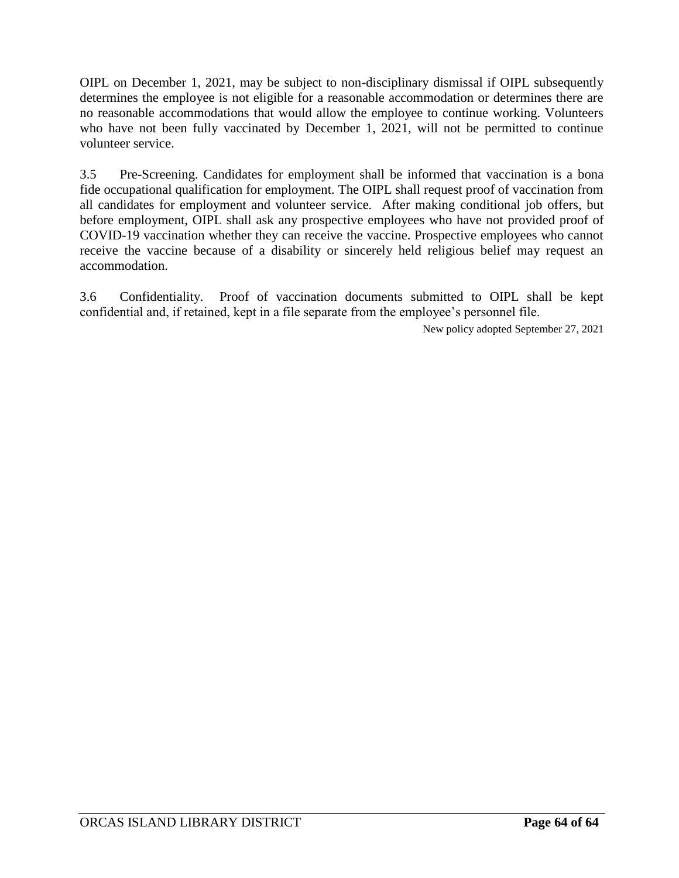OIPL on December 1, 2021, may be subject to non-disciplinary dismissal if OIPL subsequently determines the employee is not eligible for a reasonable accommodation or determines there are no reasonable accommodations that would allow the employee to continue working. Volunteers who have not been fully vaccinated by December 1, 2021, will not be permitted to continue volunteer service.

3.5 Pre-Screening. Candidates for employment shall be informed that vaccination is a bona fide occupational qualification for employment. The OIPL shall request proof of vaccination from all candidates for employment and volunteer service. After making conditional job offers, but before employment, OIPL shall ask any prospective employees who have not provided proof of COVID-19 vaccination whether they can receive the vaccine. Prospective employees who cannot receive the vaccine because of a disability or sincerely held religious belief may request an accommodation.

3.6 Confidentiality. Proof of vaccination documents submitted to OIPL shall be kept confidential and, if retained, kept in a file separate from the employee's personnel file.

New policy adopted September 27, 2021